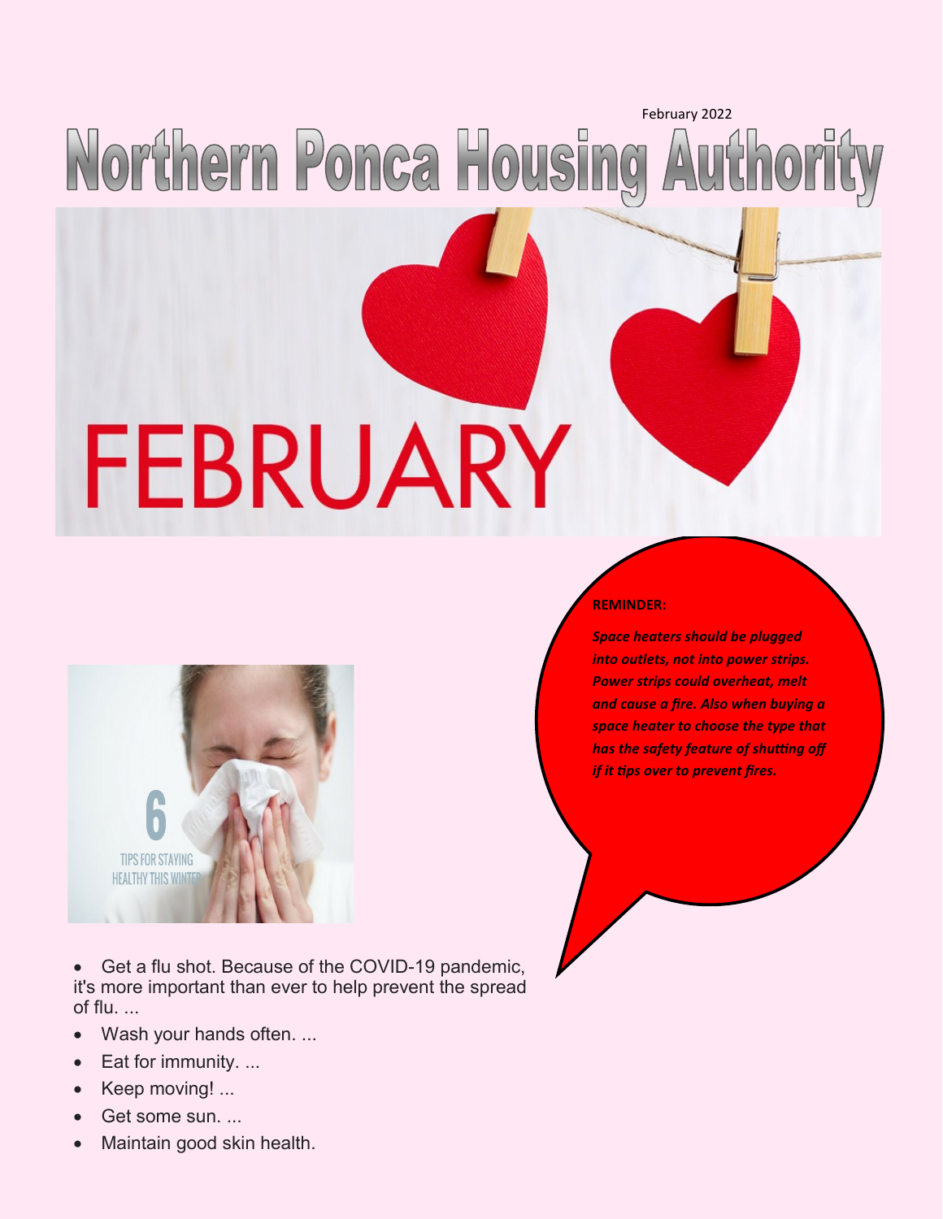February 2022

# Northern Ponca Housing Authority

FEBRUARY

**REMINDER:**

***Space heaters should be plugged into outlets, not into power strips. Power strips could overheat, melt and cause a fire. Also when buying a space heater to choose the type that has the safety feature of shutting off if it tips over to prevent fires.***

6 TIPS FOR STAYING HEALTHY THIS WINTER

- Get a flu shot. Because of the COVID-19 pandemic, it's more important than ever to help prevent the spread of flu. ...
- Wash your hands often. ...
- Eat for immunity. ...
- Keep moving! ...
- Get some sun. ...
- Maintain good skin health.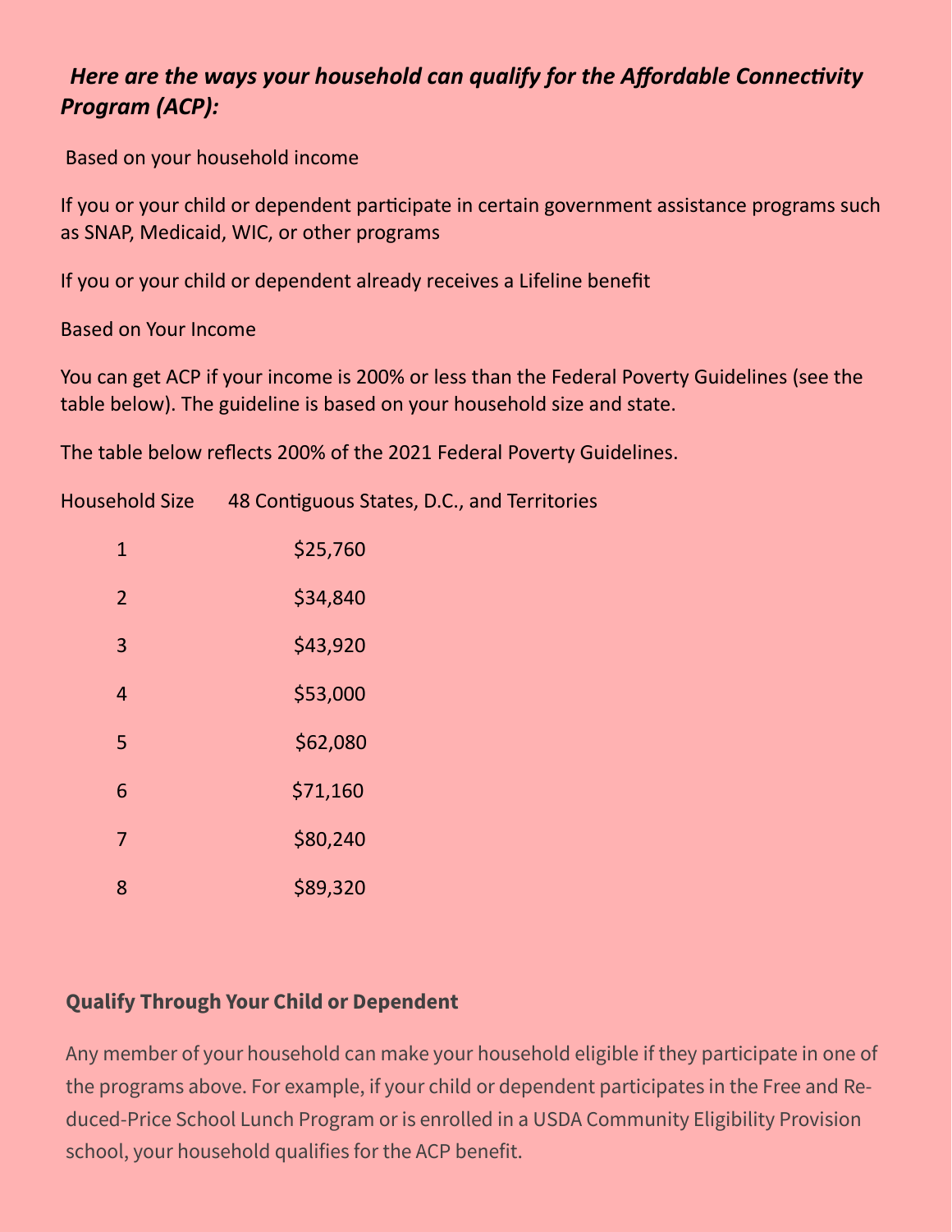***Here are the ways your household can qualify for the Affordable Connectivity Program (ACP):***

Based on your household income

If you or your child or dependent participate in certain government assistance programs such as SNAP, Medicaid, WIC, or other programs

If you or your child or dependent already receives a Lifeline benefit

Based on Your Income

You can get ACP if your income is 200% or less than the Federal Poverty Guidelines (see the table below). The guideline is based on your household size and state.

The table below reflects 200% of the 2021 Federal Poverty Guidelines.

| Household Size | 48 Contiguous States, D.C., and Territories |
|---|---|
| 1 | $25,760 |
| 2 | $34,840 |
| 3 | $43,920 |
| 4 | $53,000 |
| 5 | $62,080 |
| 6 | $71,160 |
| 7 | $80,240 |
| 8 | $89,320 |

**Qualify Through Your Child or Dependent**

Any member of your household can make your household eligible if they participate in one of the programs above. For example, if your child or dependent participates in the Free and Reduced-Price School Lunch Program or is enrolled in a USDA Community Eligibility Provision school, your household qualifies for the ACP benefit.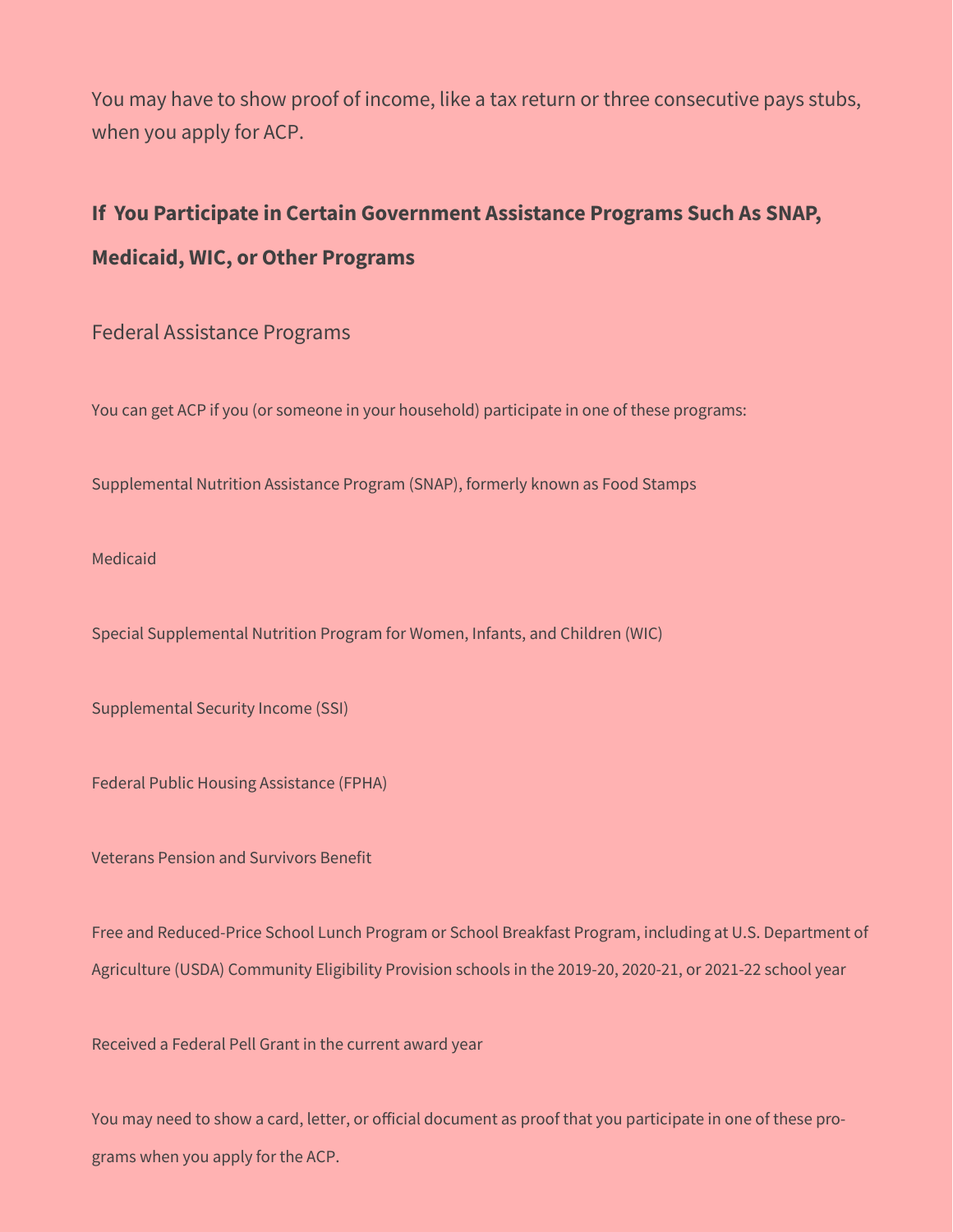You may have to show proof of income, like a tax return or three consecutive pays stubs, when you apply for ACP.

## If You Participate in Certain Government Assistance Programs Such As SNAP, Medicaid, WIC, or Other Programs

### Federal Assistance Programs

You can get ACP if you (or someone in your household) participate in one of these programs:

Supplemental Nutrition Assistance Program (SNAP), formerly known as Food Stamps

Medicaid

Special Supplemental Nutrition Program for Women, Infants, and Children (WIC)

Supplemental Security Income (SSI)

Federal Public Housing Assistance (FPHA)

Veterans Pension and Survivors Benefit

Free and Reduced-Price School Lunch Program or School Breakfast Program, including at U.S. Department of Agriculture (USDA) Community Eligibility Provision schools in the 2019-20, 2020-21, or 2021-22 school year

Received a Federal Pell Grant in the current award year

You may need to show a card, letter, or official document as proof that you participate in one of these programs when you apply for the ACP.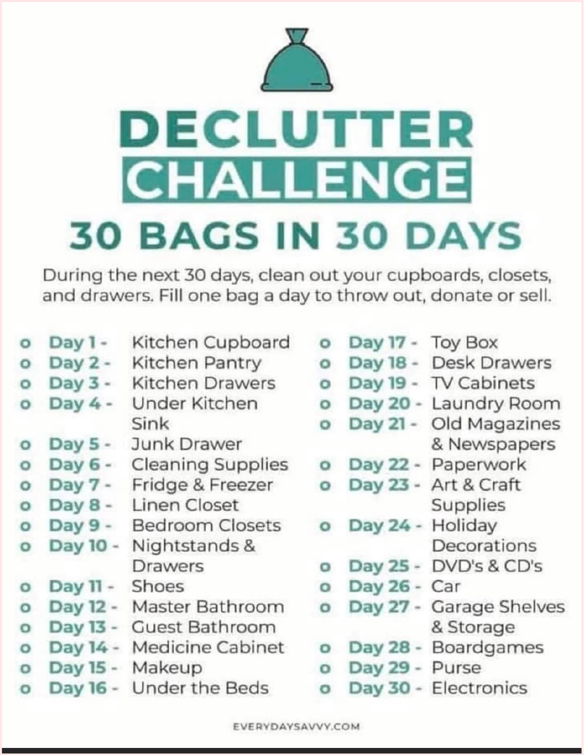# DECLUTTER CHALLENGE

## 30 BAGS IN 30 DAYS

During the next 30 days, clean out your cupboards, closets, and drawers. Fill one bag a day to throw out, donate or sell.

- **Day 1 -** Kitchen Cupboard
- **Day 2 -** Kitchen Pantry
- **Day 3 -** Kitchen Drawers
- **Day 4 -** Under Kitchen Sink
- **Day 5 -** Junk Drawer
- **Day 6 -** Cleaning Supplies
- **Day 7 -** Fridge & Freezer
- **Day 8 -** Linen Closet
- **Day 9 -** Bedroom Closets
- **Day 10 -** Nightstands & Drawers
- **Day 11 -** Shoes
- **Day 12 -** Master Bathroom
- **Day 13 -** Guest Bathroom
- **Day 14 -** Medicine Cabinet
- **Day 15 -** Makeup
- **Day 16 -** Under the Beds
- **Day 17 -** Toy Box
- **Day 18 -** Desk Drawers
- **Day 19 -** TV Cabinets
- **Day 20 -** Laundry Room
- **Day 21 -** Old Magazines & Newspapers
- **Day 22 -** Paperwork
- **Day 23 -** Art & Craft Supplies
- **Day 24 -** Holiday Decorations
- **Day 25 -** DVD's & CD's
- **Day 26 -** Car
- **Day 27 -** Garage Shelves & Storage
- **Day 28 -** Boardgames
- **Day 29 -** Purse
- **Day 30 -** Electronics

EVERYDAYSAVVY.COM